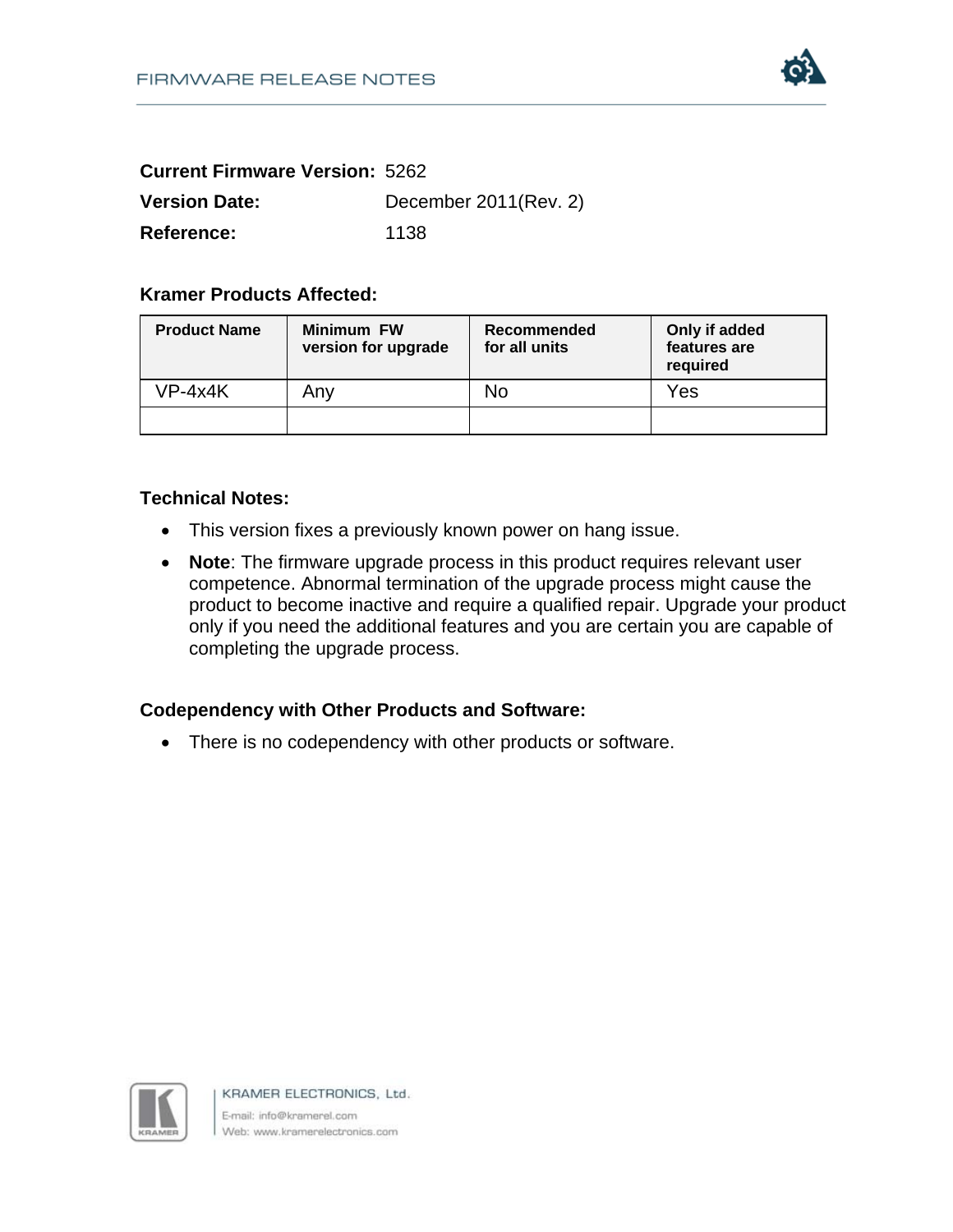**Current Firmware Version:** 5262

**Version Date:** December 2011(Rev. 2)

**Reference:** 1138

### Kramer Products Affected:

| Product Name | Minimum FW version for upgrade | Recommended for all units | Only if added features are required |
|---|---|---|---|
| VP-4x4K | Any | No | Yes |
| | | | |

### Technical Notes:

- This version fixes a previously known power on hang issue.
- **Note**: The firmware upgrade process in this product requires relevant user competence. Abnormal termination of the upgrade process might cause the product to become inactive and require a qualified repair. Upgrade your product only if you need the additional features and you are certain you are capable of completing the upgrade process.

### Codependency with Other Products and Software:

- There is no codependency with other products or software.

KRAMER ELECTRONICS, Ltd.
E-mail: info@kramerel.com
Web: www.kramerelectronics.com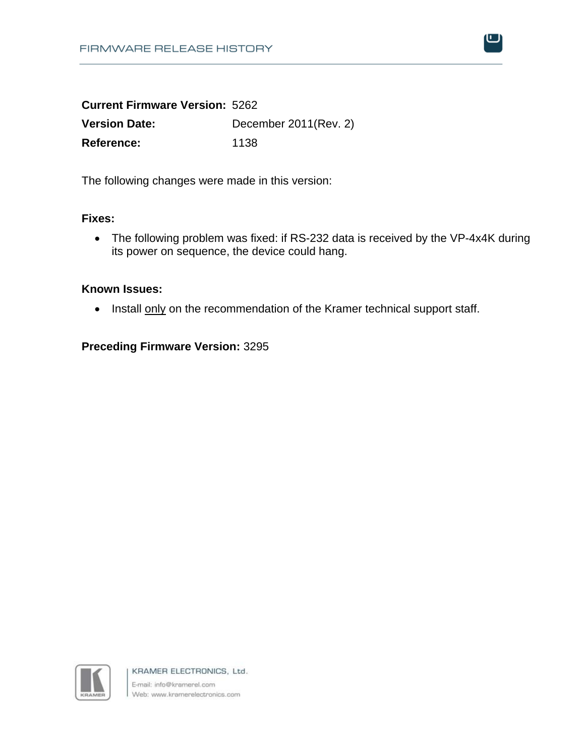**Current Firmware Version:** 5262
**Version Date:** December 2011(Rev. 2)
**Reference:** 1138

The following changes were made in this version:

**Fixes:**

- The following problem was fixed: if RS-232 data is received by the VP-4x4K during its power on sequence, the device could hang.

**Known Issues:**

- Install only on the recommendation of the Kramer technical support staff.

**Preceding Firmware Version:** 3295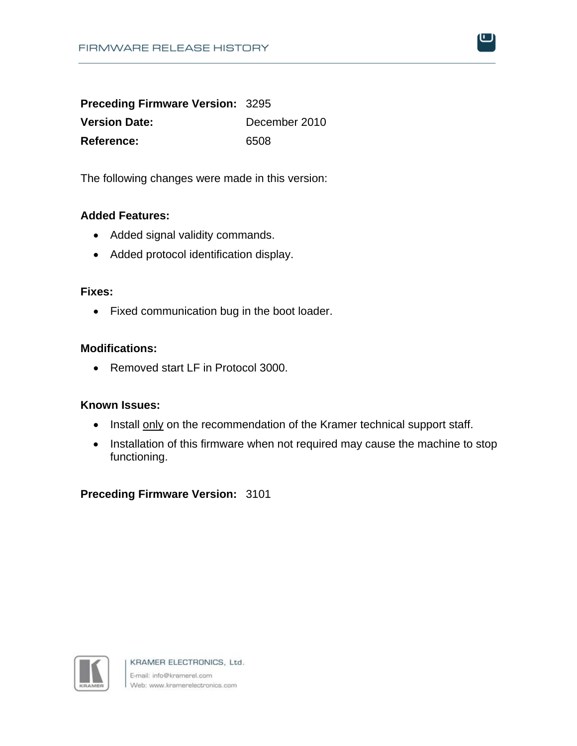**Preceding Firmware Version:** 3295

**Version Date:** December 2010

**Reference:** 6508

The following changes were made in this version:

**Added Features:**

- Added signal validity commands.
- Added protocol identification display.

**Fixes:**

- Fixed communication bug in the boot loader.

**Modifications:**

- Removed start LF in Protocol 3000.

**Known Issues:**

- Install only on the recommendation of the Kramer technical support staff.
- Installation of this firmware when not required may cause the machine to stop functioning.

**Preceding Firmware Version:** 3101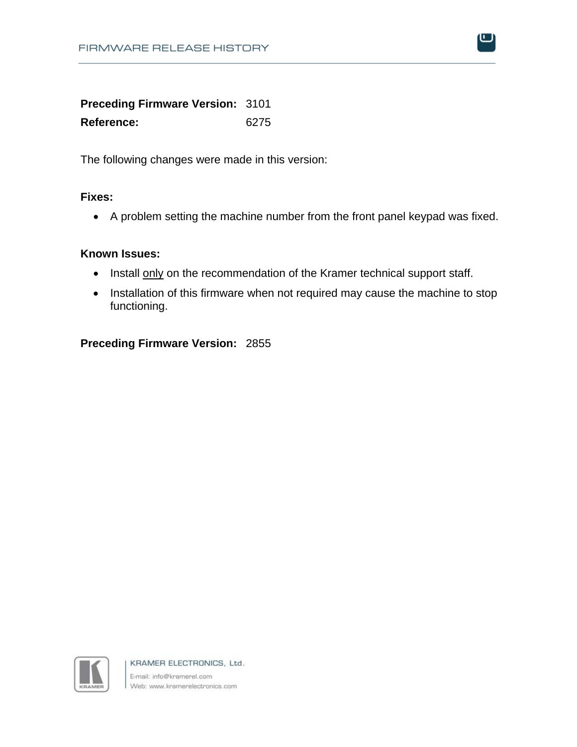**Preceding Firmware Version:** 3101

**Reference:** 6275

The following changes were made in this version:

**Fixes:**

- A problem setting the machine number from the front panel keypad was fixed.

**Known Issues:**

- Install <u>only</u> on the recommendation of the Kramer technical support staff.
- Installation of this firmware when not required may cause the machine to stop functioning.

**Preceding Firmware Version:** 2855